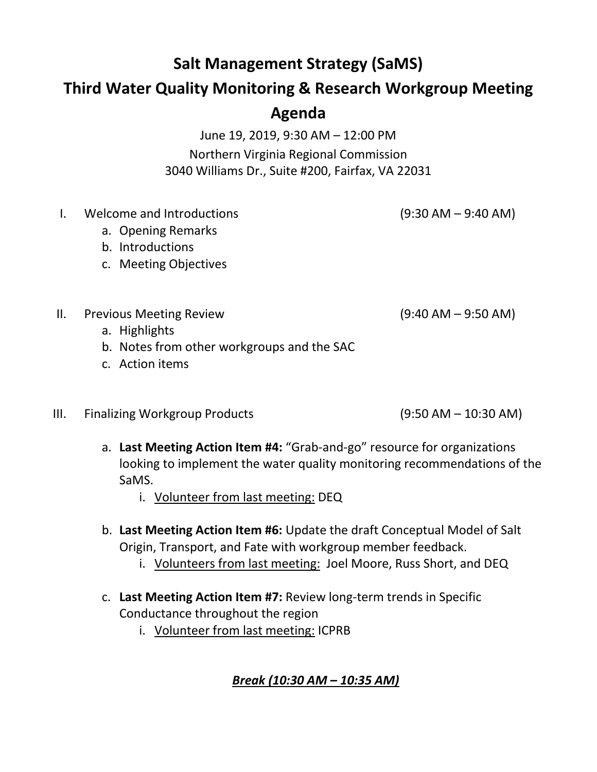# Salt Management Strategy (SaMS)

# Third Water Quality Monitoring & Research Workgroup Meeting

# Agenda

June 19, 2019, 9:30 AM – 12:00 PM

Northern Virginia Regional Commission

3040 Williams Dr., Suite #200, Fairfax, VA 22031

I. Welcome and Introductions (9:30 AM – 9:40 AM)
   a. Opening Remarks
   b. Introductions
   c. Meeting Objectives

II. Previous Meeting Review (9:40 AM – 9:50 AM)
   a. Highlights
   b. Notes from other workgroups and the SAC
   c. Action items

III. Finalizing Workgroup Products (9:50 AM – 10:30 AM)

   a. **Last Meeting Action Item #4:** "Grab-and-go" resource for organizations looking to implement the water quality monitoring recommendations of the SaMS.
      i. <u>Volunteer from last meeting:</u> DEQ

   b. **Last Meeting Action Item #6:** Update the draft Conceptual Model of Salt Origin, Transport, and Fate with workgroup member feedback.
      i. <u>Volunteers from last meeting:</u> Joel Moore, Russ Short, and DEQ

   c. **Last Meeting Action Item #7:** Review long-term trends in Specific Conductance throughout the region
      i. <u>Volunteer from last meeting:</u> ICPRB

***<u>Break (10:30 AM – 10:35 AM)</u>***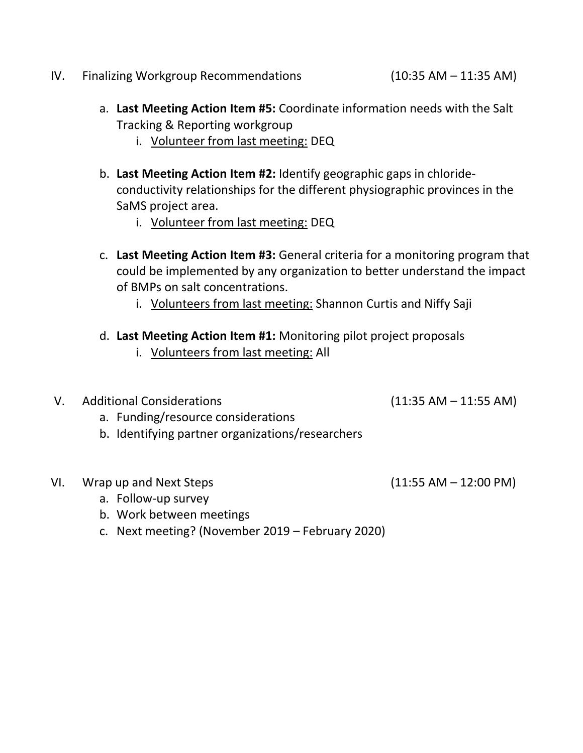IV. Finalizing Workgroup Recommendations (10:35 AM – 11:35 AM)

a. **Last Meeting Action Item #5:** Coordinate information needs with the Salt Tracking & Reporting workgroup
   i. <u>Volunteer from last meeting:</u> DEQ

b. **Last Meeting Action Item #2:** Identify geographic gaps in chloride-conductivity relationships for the different physiographic provinces in the SaMS project area.
   i. <u>Volunteer from last meeting:</u> DEQ

c. **Last Meeting Action Item #3:** General criteria for a monitoring program that could be implemented by any organization to better understand the impact of BMPs on salt concentrations.
   i. <u>Volunteers from last meeting:</u> Shannon Curtis and Niffy Saji

d. **Last Meeting Action Item #1:** Monitoring pilot project proposals
   i. <u>Volunteers from last meeting:</u> All

V. Additional Considerations (11:35 AM – 11:55 AM)

a. Funding/resource considerations
b. Identifying partner organizations/researchers

VI. Wrap up and Next Steps (11:55 AM – 12:00 PM)

a. Follow-up survey
b. Work between meetings
c. Next meeting? (November 2019 – February 2020)